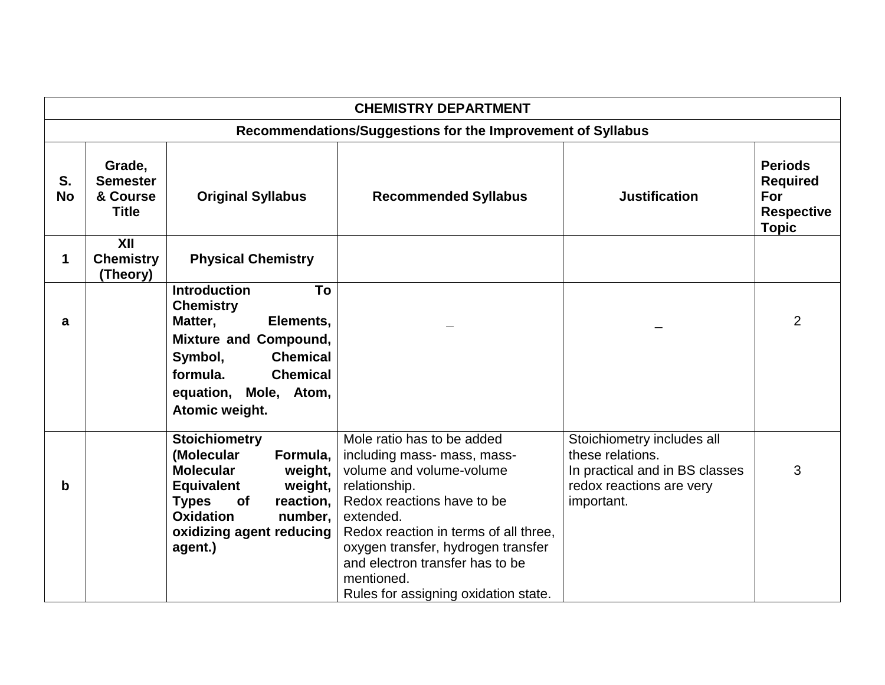| CHEMISTRY DEPARTMENT | | | | | |
|---|---|---|---|---|---|
| **Recommendations/Suggestions for the Improvement of Syllabus** | | | | | |
| **S. No** | **Grade, Semester & Course Title** | **Original Syllabus** | **Recommended Syllabus** | **Justification** | **Periods Required For Respective Topic** |
| **1** | **XII Chemistry (Theory)** | **Physical Chemistry** | | | |
| **a** | | **Introduction To Chemistry** **Matter, Elements, Mixture and Compound, Symbol, Chemical formula. Chemical equation, Mole, Atom, Atomic weight.** | _ | _ | 2 |
| **b** | | **Stoichiometry (Molecular Formula, Molecular weight, Equivalent weight, Types of reaction, Oxidation number, oxidizing agent reducing agent.)** | Mole ratio has to be added including mass- mass, mass-volume and volume-volume relationship.<br>Redox reactions have to be extended.<br>Redox reaction in terms of all three, oxygen transfer, hydrogen transfer and electron transfer has to be mentioned.<br>Rules for assigning oxidation state. | Stoichiometry includes all these relations.<br>In practical and in BS classes redox reactions are very important. | 3 |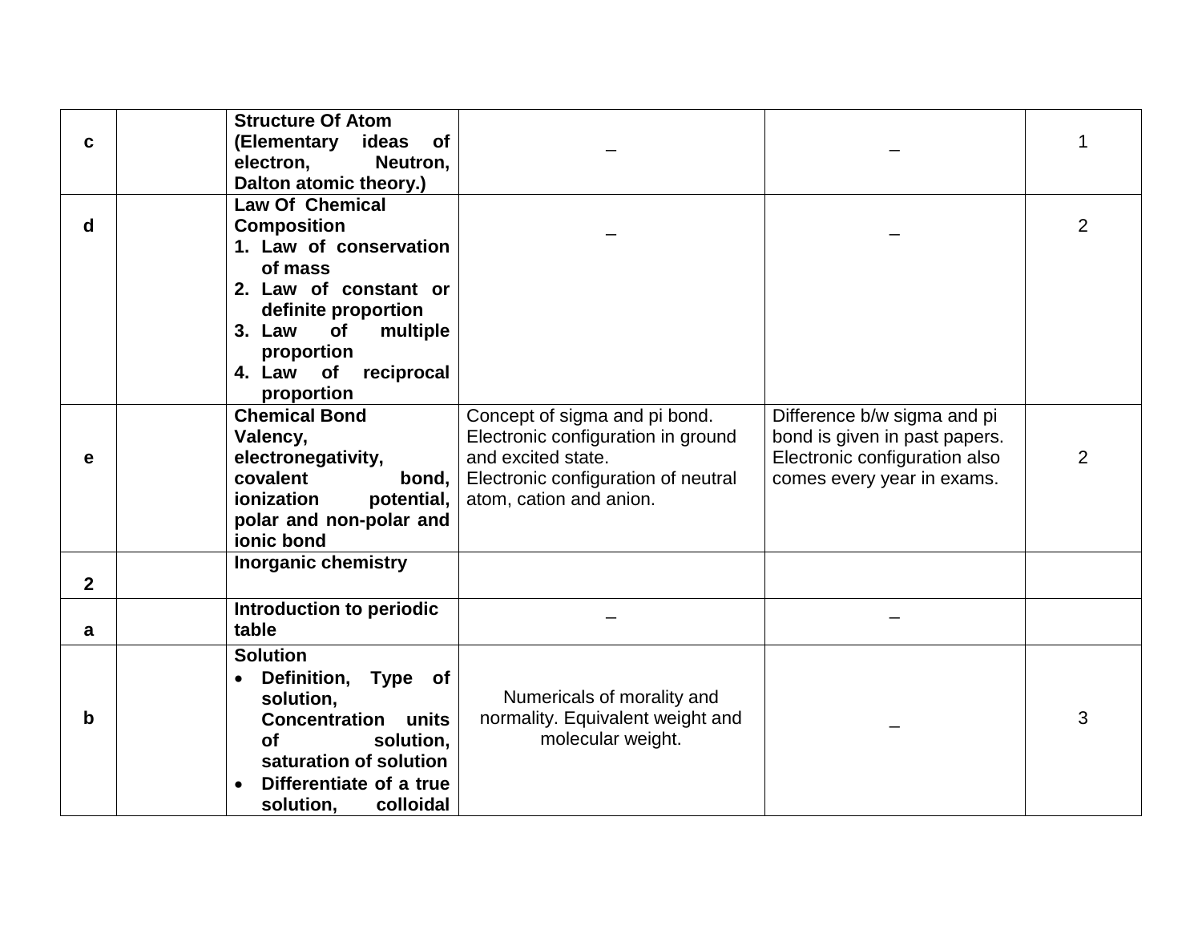| | | | | | |
|---|---|---|---|---|---|
| **c** | | **Structure Of Atom (Elementary ideas of electron, Neutron, Dalton atomic theory.)** | _ | _ | 1 |
| **d** | | **Law Of Chemical Composition**<br>**1. Law of conservation of mass**<br>**2. Law of constant or definite proportion**<br>**3. Law of multiple proportion**<br>**4. Law of reciprocal proportion** | _ | _ | 2 |
| **e** | | **Chemical Bond Valency, electronegativity, covalent bond, ionization potential, polar and non-polar and ionic bond** | Concept of sigma and pi bond. Electronic configuration in ground and excited state. Electronic configuration of neutral atom, cation and anion. | Difference b/w sigma and pi bond is given in past papers. Electronic configuration also comes every year in exams. | 2 |
| **2** | | **Inorganic chemistry** | | | |
| **a** | | **Introduction to periodic table** | _ | _ | |
| **b** | | **Solution**<br>• **Definition, Type of solution, Concentration units of solution, saturation of solution**<br>• **Differentiate of a true solution, colloidal** | Numericals of morality and normality. Equivalent weight and molecular weight. | _ | 3 |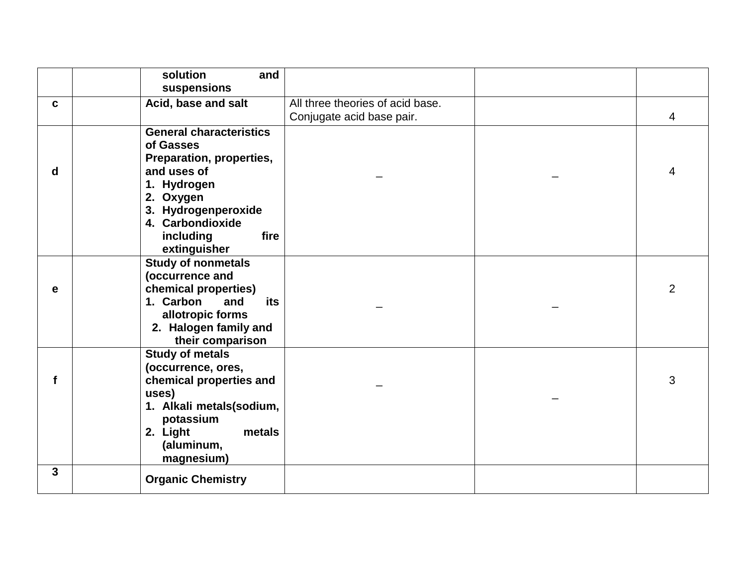|  |  |  |  |  |  |
|---|---|---|---|---|---|
|  |  | **solution and suspensions** |  |  |  |
| **c** |  | **Acid, base and salt** | All three theories of acid base. Conjugate acid base pair. |  | 4 |
| **d** |  | **General characteristics of Gasses Preparation, properties, and uses of** <br> **1. Hydrogen** <br> **2. Oxygen** <br> **3. Hydrogenperoxide** <br> **4. Carbondioxide including fire extinguisher** | _ | _ | 4 |
| **e** |  | **Study of nonmetals (occurrence and chemical properties)** <br> **1. Carbon and its allotropic forms** <br> **2. Halogen family and their comparison** | _ | _ | 2 |
| **f** |  | **Study of metals (occurrence, ores, chemical properties and uses)** <br> **1. Alkali metals(sodium, potassium** <br> **2. Light metals (aluminum, magnesium)** | _ | _ | 3 |
| **3** |  | **Organic Chemistry** |  |  |  |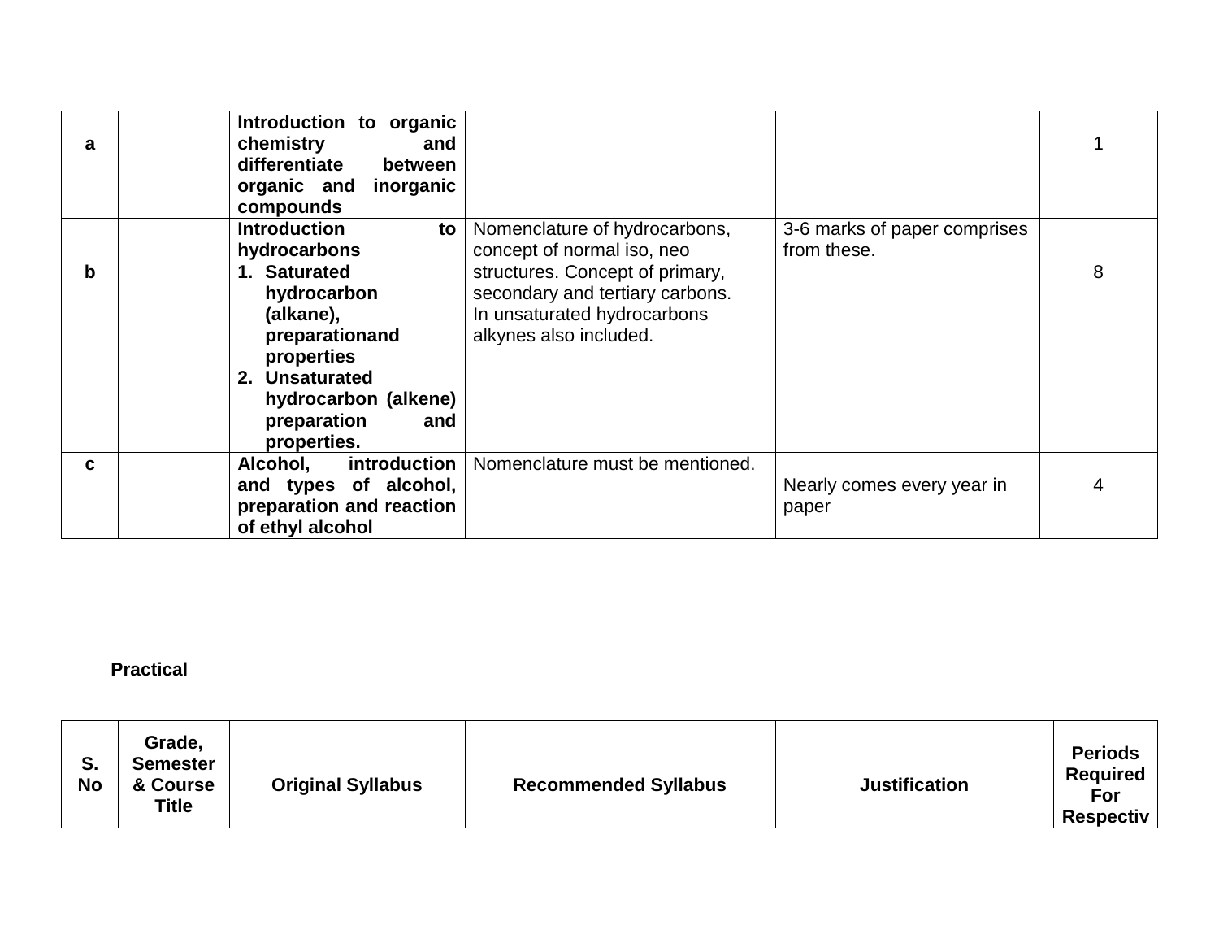| a | | **Introduction to organic chemistry and differentiate between organic and inorganic compounds** | | | 1 |
|---|---|---|---|---|---|
| b | | **Introduction to hydrocarbons** <br> **1. Saturated hydrocarbon (alkane), preparationand properties** <br> **2. Unsaturated hydrocarbon (alkene) preparation and properties.** | Nomenclature of hydrocarbons, concept of normal iso, neo structures. Concept of primary, secondary and tertiary carbons. In unsaturated hydrocarbons alkynes also included. | 3-6 marks of paper comprises from these. | 8 |
| c | | **Alcohol, introduction and types of alcohol, preparation and reaction of ethyl alcohol** | Nomenclature must be mentioned. | Nearly comes every year in paper | 4 |

**Practical**

| S. No | Grade, Semester & Course Title | Original Syllabus | Recommended Syllabus | Justification | Periods Required For Respectiv |
|---|---|---|---|---|---|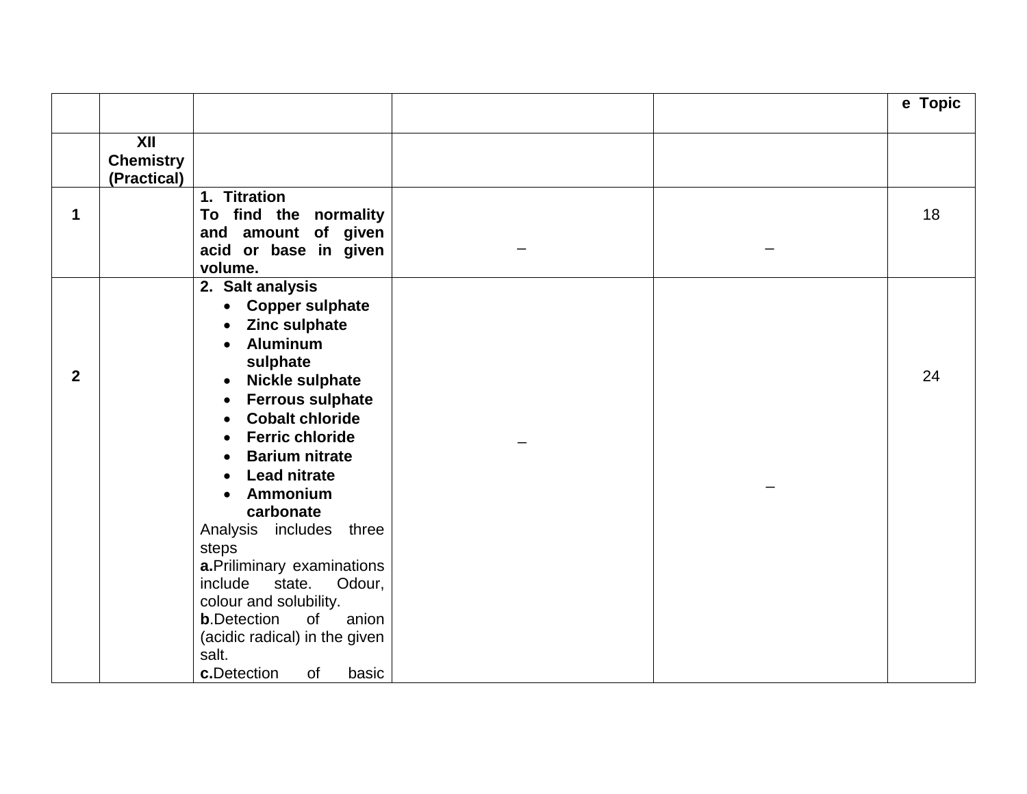| | | | | | e Topic |
|---|---|---|---|---|---|
| | **XII Chemistry (Practical)** | | | | |
| **1** | | **1. Titration**<br>**To find the normality and amount of given acid or base in given volume.** | – | – | 18 |
| **2** | | **2. Salt analysis**<br>• **Copper sulphate**<br>• **Zinc sulphate**<br>• **Aluminum sulphate**<br>• **Nickle sulphate**<br>• **Ferrous sulphate**<br>• **Cobalt chloride**<br>• **Ferric chloride**<br>• **Barium nitrate**<br>• **Lead nitrate**<br>• **Ammonium carbonate**<br>Analysis includes three steps<br>**a.**Priliminary examinations include state. Odour, colour and solubility.<br>**b**.Detection of anion (acidic radical) in the given salt.<br>**c.**Detection of basic | – | – | 24 |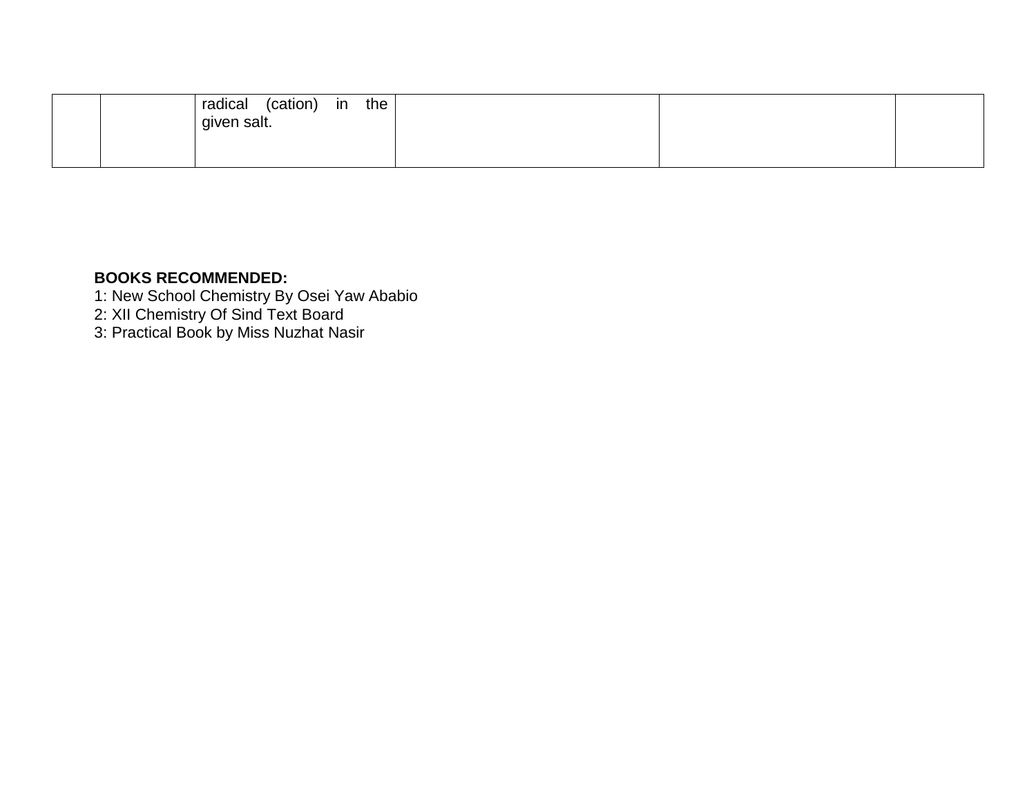| | | | | | |
|---|---|---|---|---|---|
| | | radical (cation) in the given salt. | | | |

**BOOKS RECOMMENDED:**

1: New School Chemistry By Osei Yaw Ababio
2: XII Chemistry Of Sind Text Board
3: Practical Book by Miss Nuzhat Nasir